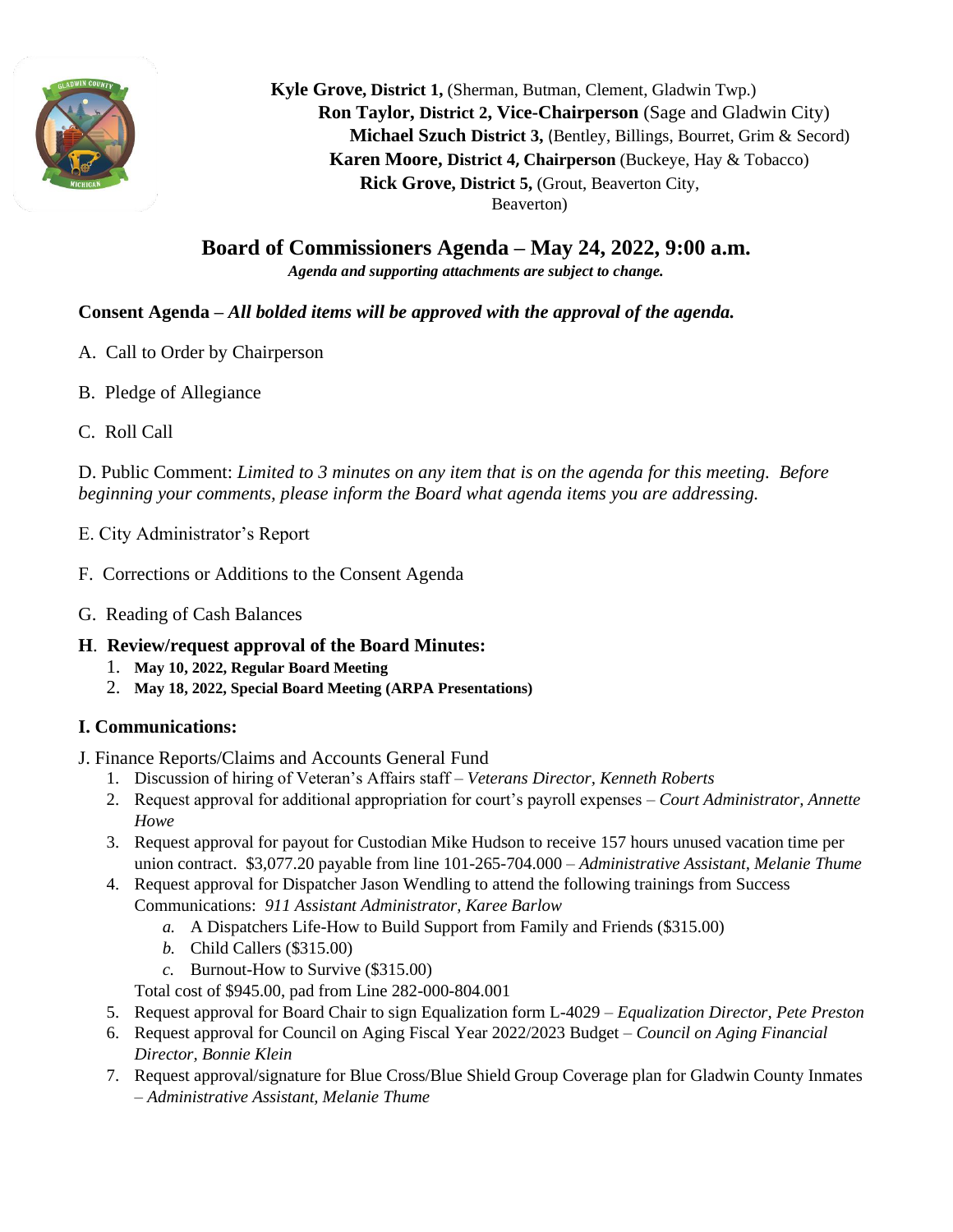**Kyle Grove, District 1,** (Sherman, Butman, Clement, Gladwin Twp.)
**Ron Taylor, District 2, Vice-Chairperson** (Sage and Gladwin City)
**Michael Szuch District 3,** (Bentley, Billings, Bourret, Grim & Secord)
**Karen Moore, District 4, Chairperson** (Buckeye, Hay & Tobacco)
**Rick Grove, District 5,** (Grout, Beaverton City, Beaverton)

# Board of Commissioners Agenda – May 24, 2022, 9:00 a.m.

***Agenda and supporting attachments are subject to change.***

**Consent Agenda –** ***All bolded items will be approved with the approval of the agenda.***

A. Call to Order by Chairperson

B. Pledge of Allegiance

C. Roll Call

D. Public Comment: *Limited to 3 minutes on any item that is on the agenda for this meeting. Before beginning your comments, please inform the Board what agenda items you are addressing.*

E. City Administrator's Report

F. Corrections or Additions to the Consent Agenda

G. Reading of Cash Balances

**H. Review/request approval of the Board Minutes:**

1. **May 10, 2022, Regular Board Meeting**
2. **May 18, 2022, Special Board Meeting (ARPA Presentations)**

**I. Communications:**

J. Finance Reports/Claims and Accounts General Fund

1. Discussion of hiring of Veteran's Affairs staff – *Veterans Director, Kenneth Roberts*
2. Request approval for additional appropriation for court's payroll expenses – *Court Administrator, Annette Howe*
3. Request approval for payout for Custodian Mike Hudson to receive 157 hours unused vacation time per union contract. $3,077.20 payable from line 101-265-704.000 – *Administrative Assistant, Melanie Thume*
4. Request approval for Dispatcher Jason Wendling to attend the following trainings from Success Communications: *911 Assistant Administrator, Karee Barlow*
   *a.* A Dispatchers Life-How to Build Support from Family and Friends ($315.00)
   *b.* Child Callers ($315.00)
   *c.* Burnout-How to Survive ($315.00)

   Total cost of $945.00, pad from Line 282-000-804.001
5. Request approval for Board Chair to sign Equalization form L-4029 – *Equalization Director, Pete Preston*
6. Request approval for Council on Aging Fiscal Year 2022/2023 Budget – *Council on Aging Financial Director, Bonnie Klein*
7. Request approval/signature for Blue Cross/Blue Shield Group Coverage plan for Gladwin County Inmates – *Administrative Assistant, Melanie Thume*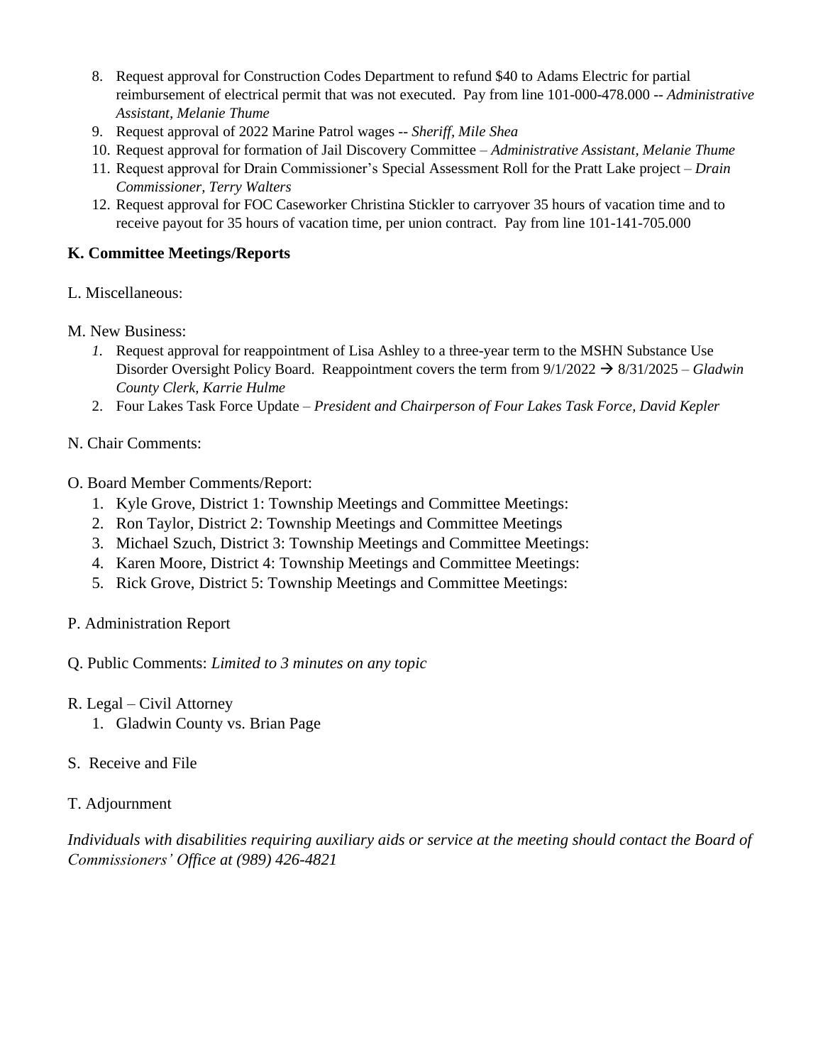8. Request approval for Construction Codes Department to refund $40 to Adams Electric for partial reimbursement of electrical permit that was not executed. Pay from line 101-000-478.000 -- *Administrative Assistant, Melanie Thume*
9. Request approval of 2022 Marine Patrol wages -- *Sheriff, Mile Shea*
10. Request approval for formation of Jail Discovery Committee – *Administrative Assistant, Melanie Thume*
11. Request approval for Drain Commissioner's Special Assessment Roll for the Pratt Lake project – *Drain Commissioner, Terry Walters*
12. Request approval for FOC Caseworker Christina Stickler to carryover 35 hours of vacation time and to receive payout for 35 hours of vacation time, per union contract. Pay from line 101-141-705.000

**K. Committee Meetings/Reports**

L. Miscellaneous:

M. New Business:

1. Request approval for reappointment of Lisa Ashley to a three-year term to the MSHN Substance Use Disorder Oversight Policy Board. Reappointment covers the term from 9/1/2022 → 8/31/2025 – *Gladwin County Clerk, Karrie Hulme*
2. Four Lakes Task Force Update – *President and Chairperson of Four Lakes Task Force, David Kepler*

N. Chair Comments:

O. Board Member Comments/Report:

1. Kyle Grove, District 1: Township Meetings and Committee Meetings:
2. Ron Taylor, District 2: Township Meetings and Committee Meetings
3. Michael Szuch, District 3: Township Meetings and Committee Meetings:
4. Karen Moore, District 4: Township Meetings and Committee Meetings:
5. Rick Grove, District 5: Township Meetings and Committee Meetings:

P. Administration Report

Q. Public Comments: *Limited to 3 minutes on any topic*

R. Legal – Civil Attorney

1. Gladwin County vs. Brian Page

S. Receive and File

T. Adjournment

*Individuals with disabilities requiring auxiliary aids or service at the meeting should contact the Board of Commissioners' Office at (989) 426-4821*